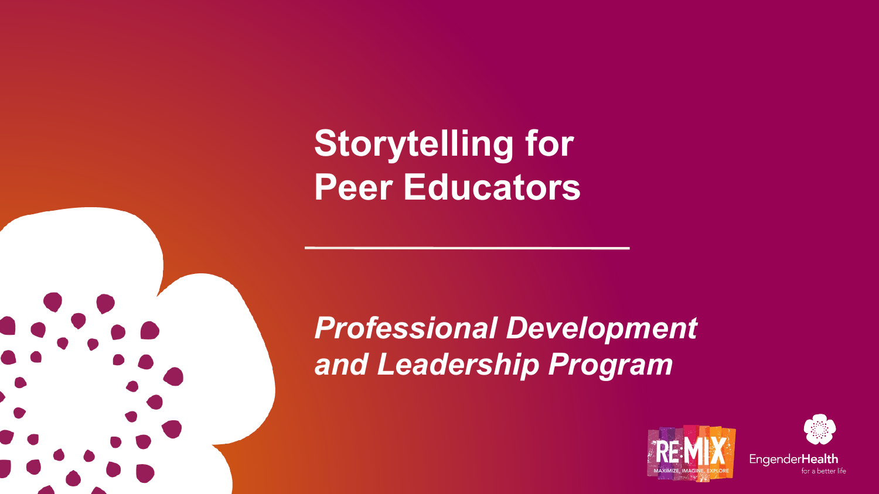# Storytelling for Peer Educators

## *Professional Development and Leadership Program*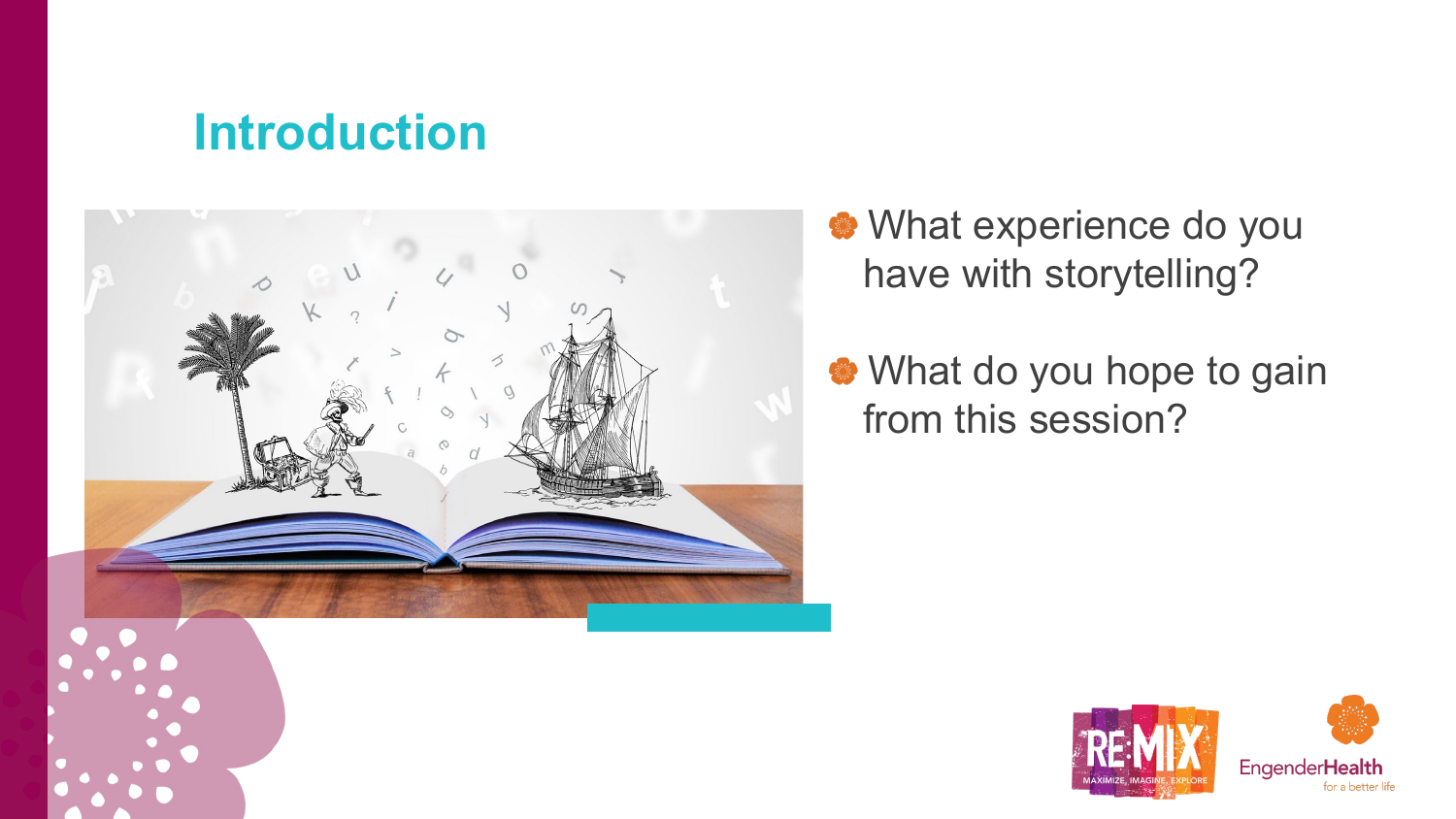# Introduction

- What experience do you have with storytelling?
- What do you hope to gain from this session?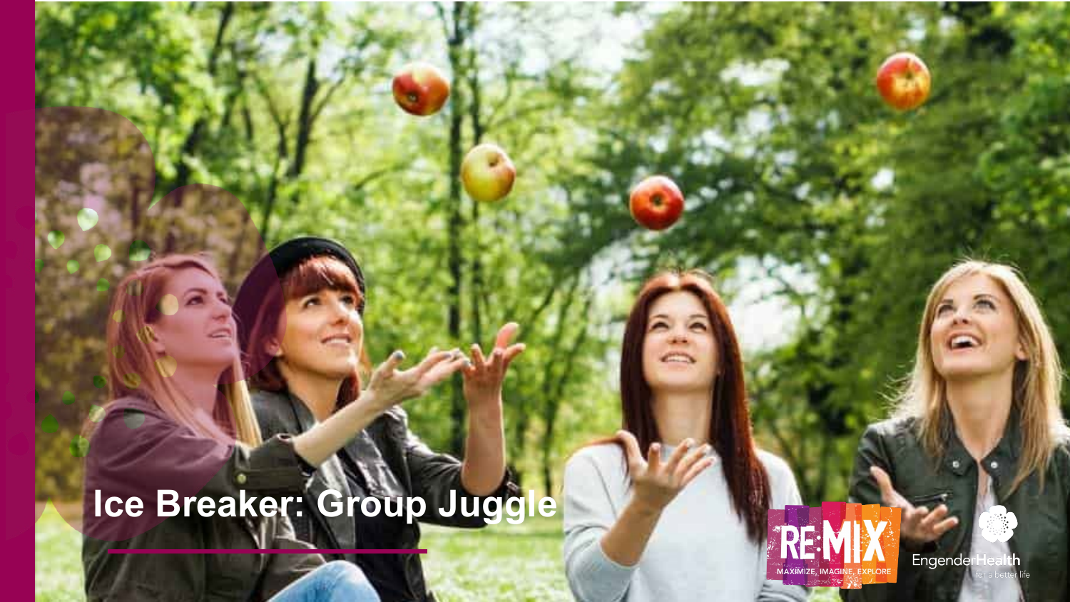# Ice Breaker: Group Juggle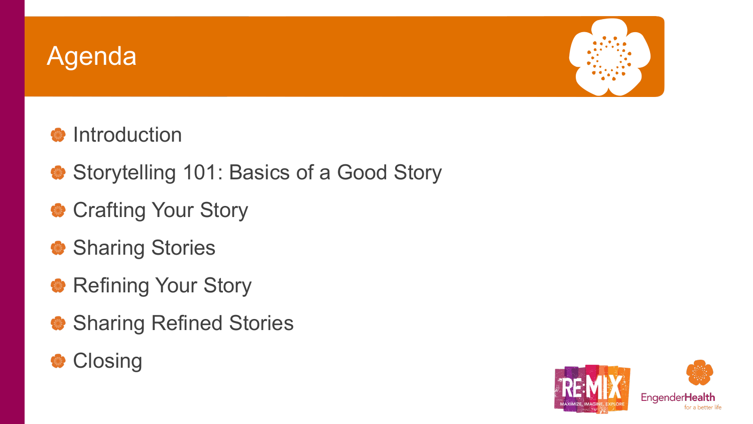# Agenda

- Introduction
- Storytelling 101: Basics of a Good Story
- Crafting Your Story
- Sharing Stories
- Refining Your Story
- Sharing Refined Stories
- Closing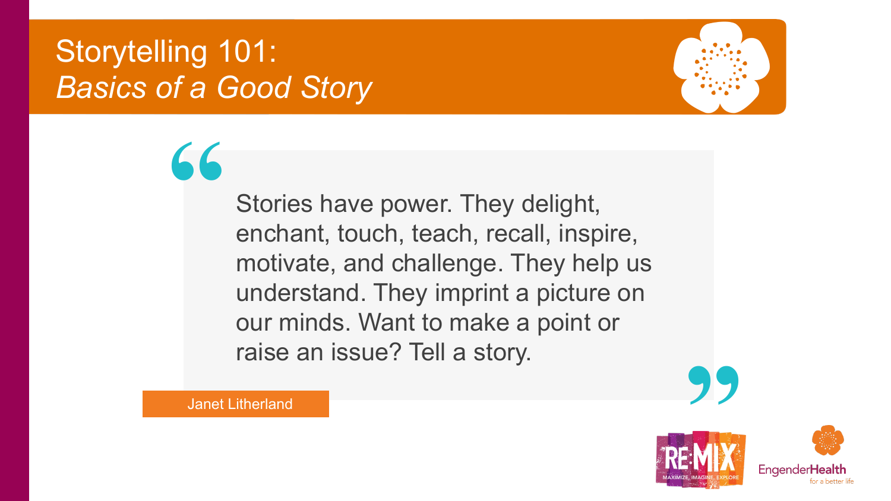# Storytelling 101:
## *Basics of a Good Story*

> Stories have power. They delight, enchant, touch, teach, recall, inspire, motivate, and challenge. They help us understand. They imprint a picture on our minds. Want to make a point or raise an issue? Tell a story.

Janet Litherland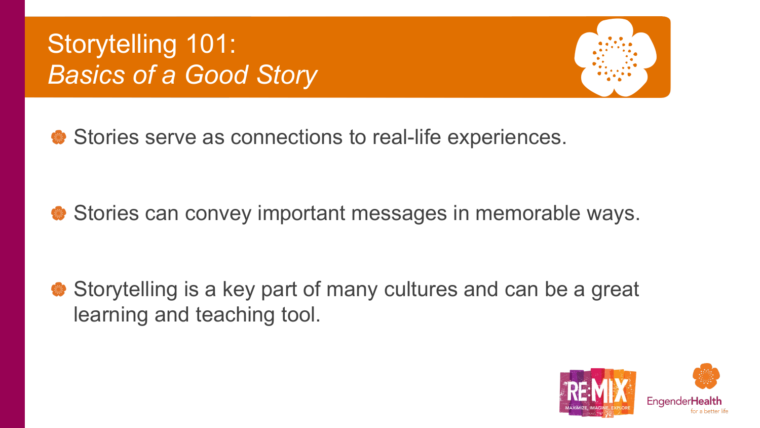# Storytelling 101: *Basics of a Good Story*

- Stories serve as connections to real-life experiences.
- Stories can convey important messages in memorable ways.
- Storytelling is a key part of many cultures and can be a great learning and teaching tool.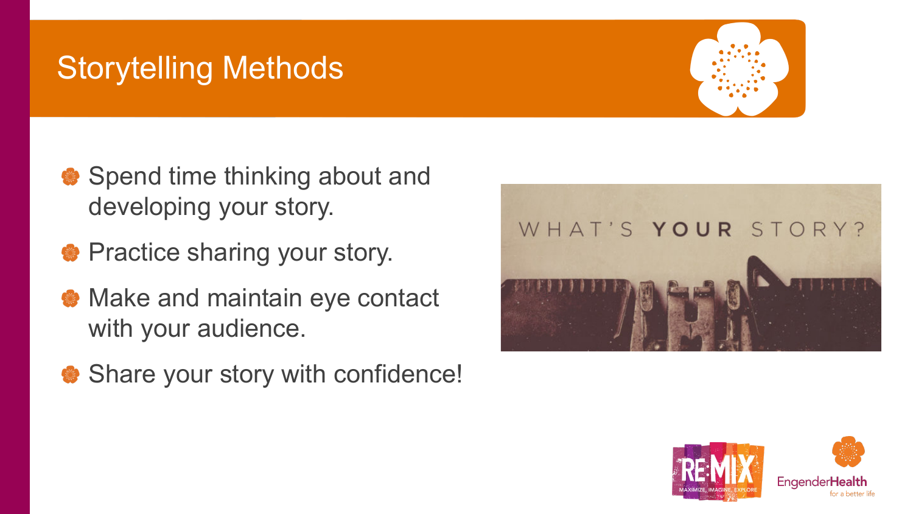# Storytelling Methods

- Spend time thinking about and developing your story.
- Practice sharing your story.
- Make and maintain eye contact with your audience.
- Share your story with confidence!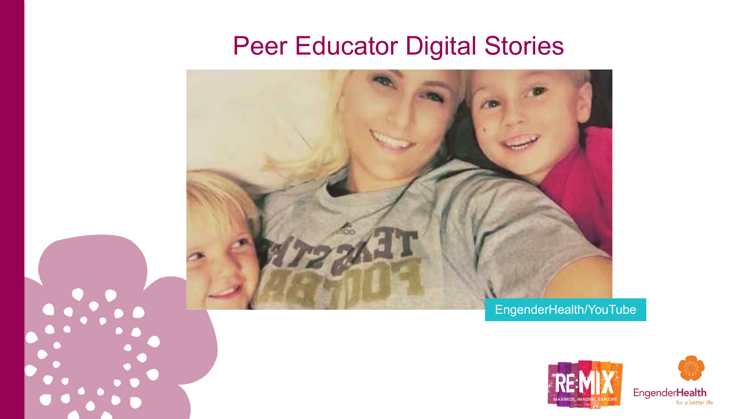# Peer Educator Digital Stories

EngenderHealth/YouTube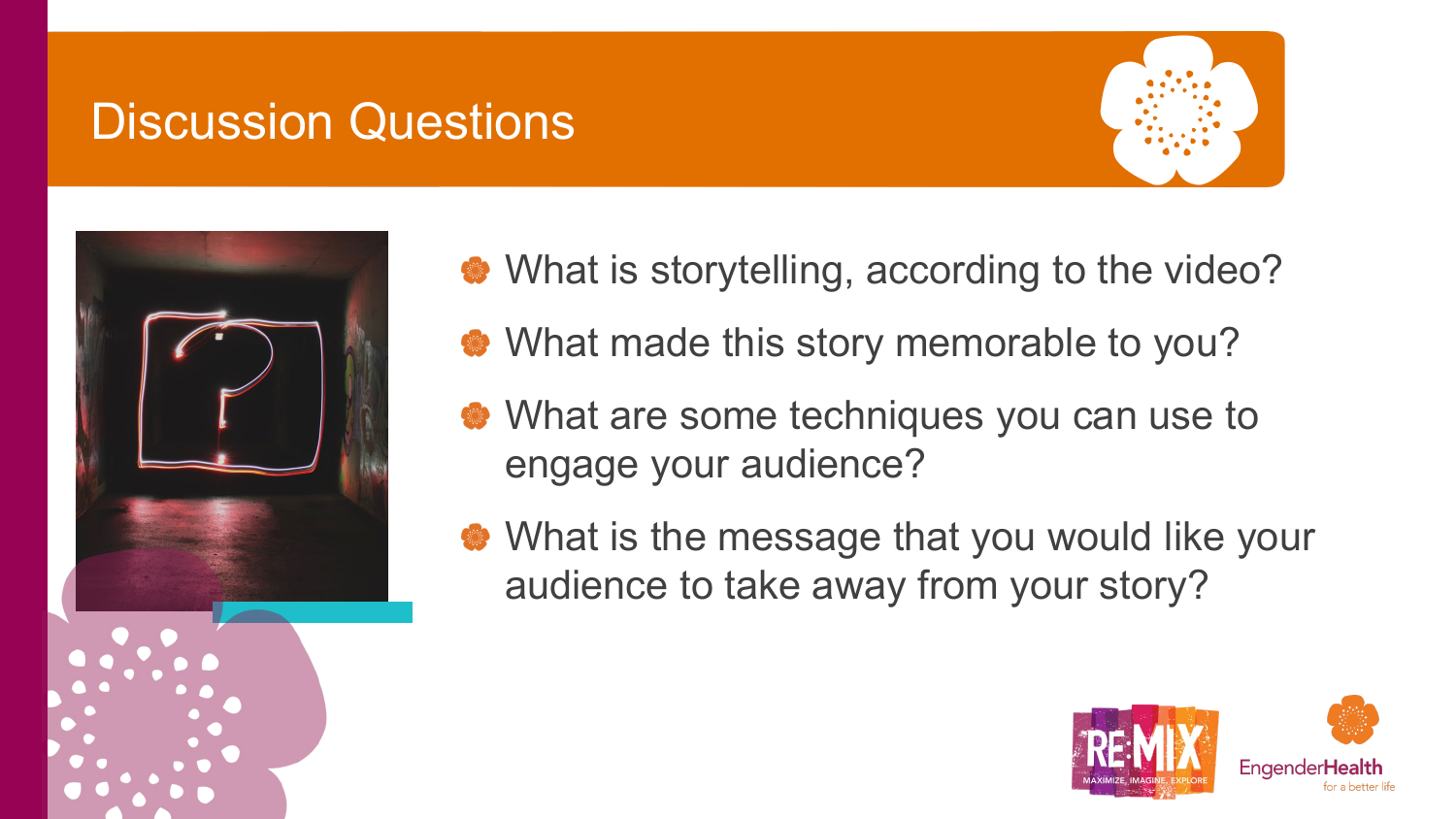# Discussion Questions

- What is storytelling, according to the video?
- What made this story memorable to you?
- What are some techniques you can use to engage your audience?
- What is the message that you would like your audience to take away from your story?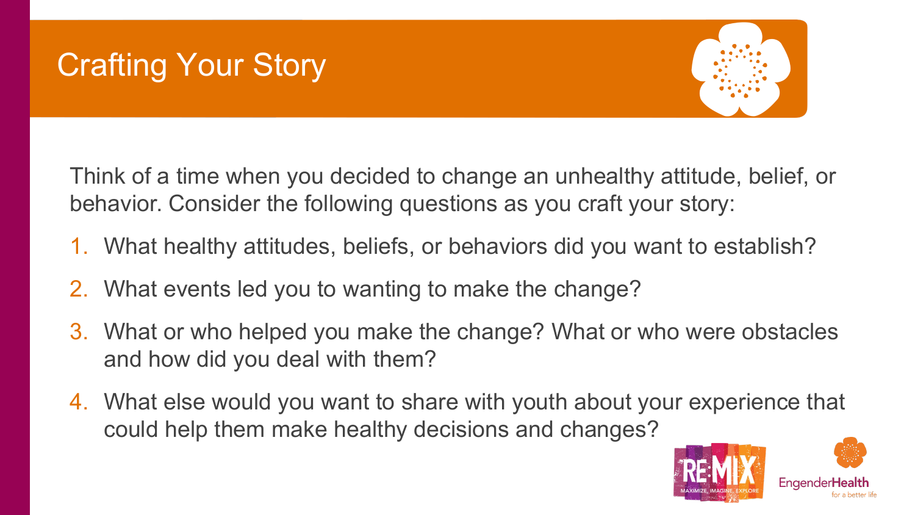# Crafting Your Story

Think of a time when you decided to change an unhealthy attitude, belief, or behavior. Consider the following questions as you craft your story:

1. What healthy attitudes, beliefs, or behaviors did you want to establish?
2. What events led you to wanting to make the change?
3. What or who helped you make the change? What or who were obstacles and how did you deal with them?
4. What else would you want to share with youth about your experience that could help them make healthy decisions and changes?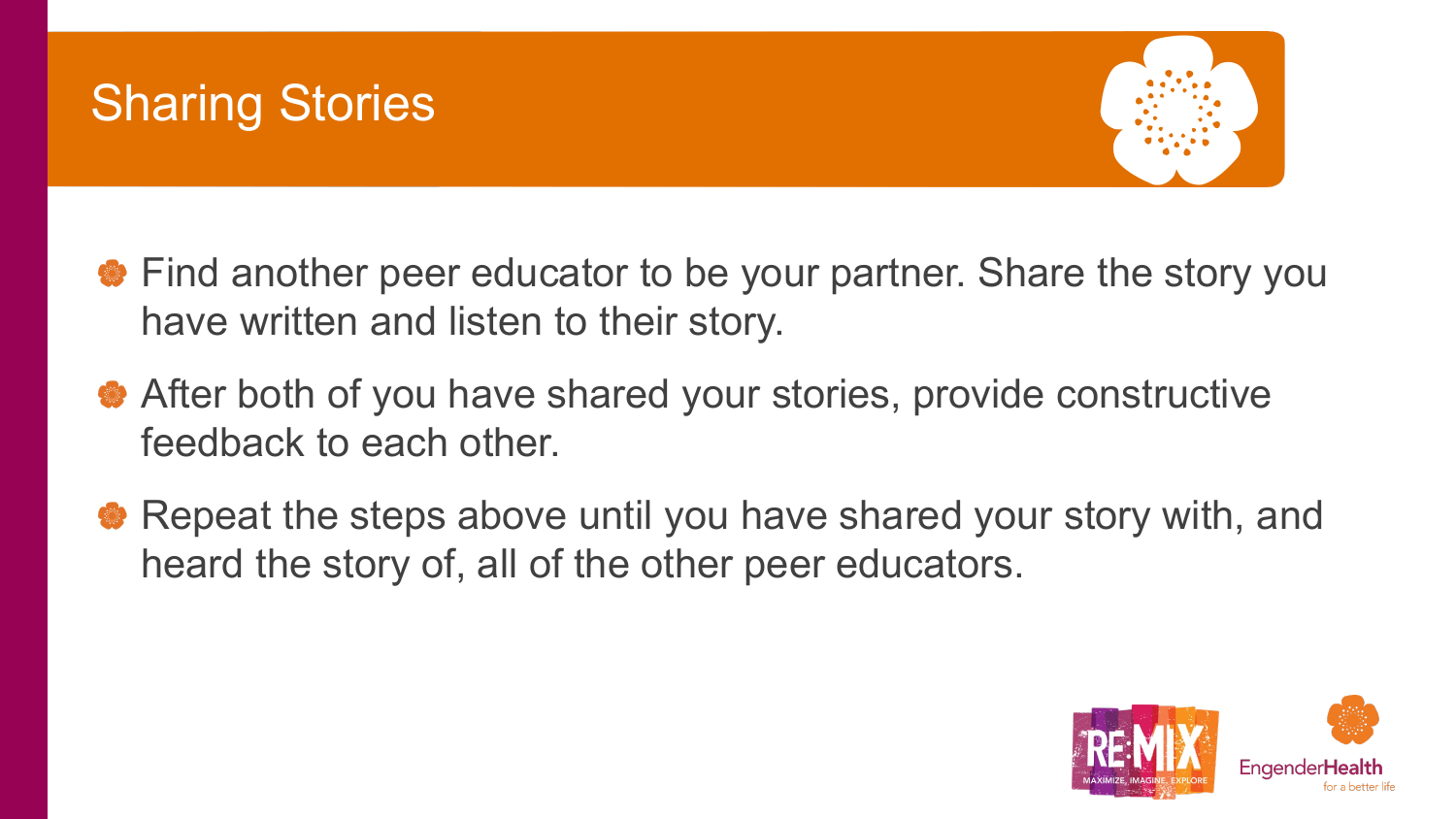# Sharing Stories

- Find another peer educator to be your partner. Share the story you have written and listen to their story.
- After both of you have shared your stories, provide constructive feedback to each other.
- Repeat the steps above until you have shared your story with, and heard the story of, all of the other peer educators.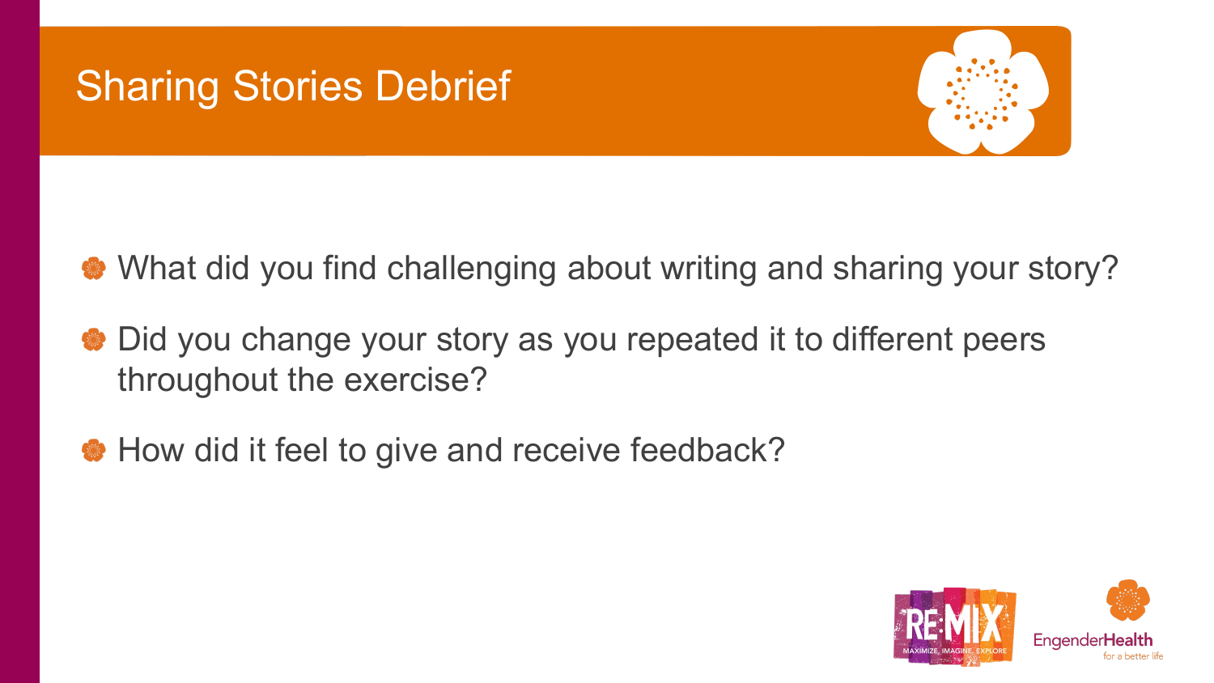# Sharing Stories Debrief

- What did you find challenging about writing and sharing your story?
- Did you change your story as you repeated it to different peers throughout the exercise?
- How did it feel to give and receive feedback?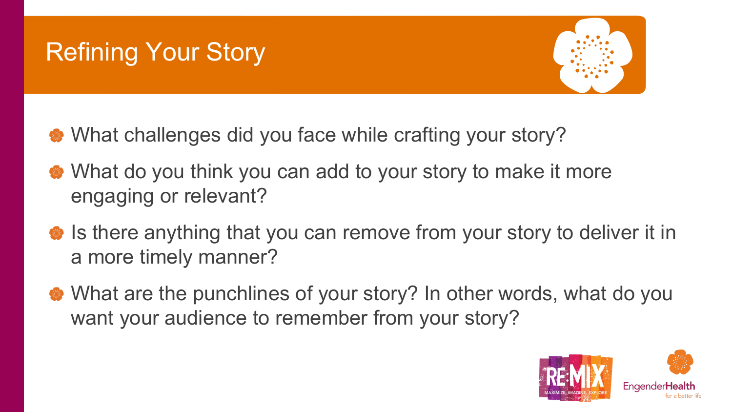# Refining Your Story

- What challenges did you face while crafting your story?
- What do you think you can add to your story to make it more engaging or relevant?
- Is there anything that you can remove from your story to deliver it in a more timely manner?
- What are the punchlines of your story? In other words, what do you want your audience to remember from your story?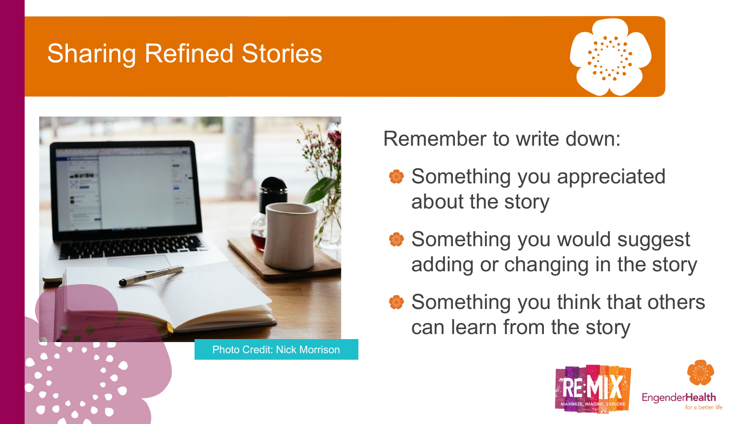# Sharing Refined Stories

Photo Credit: Nick Morrison

Remember to write down:

- Something you appreciated about the story
- Something you would suggest adding or changing in the story
- Something you think that others can learn from the story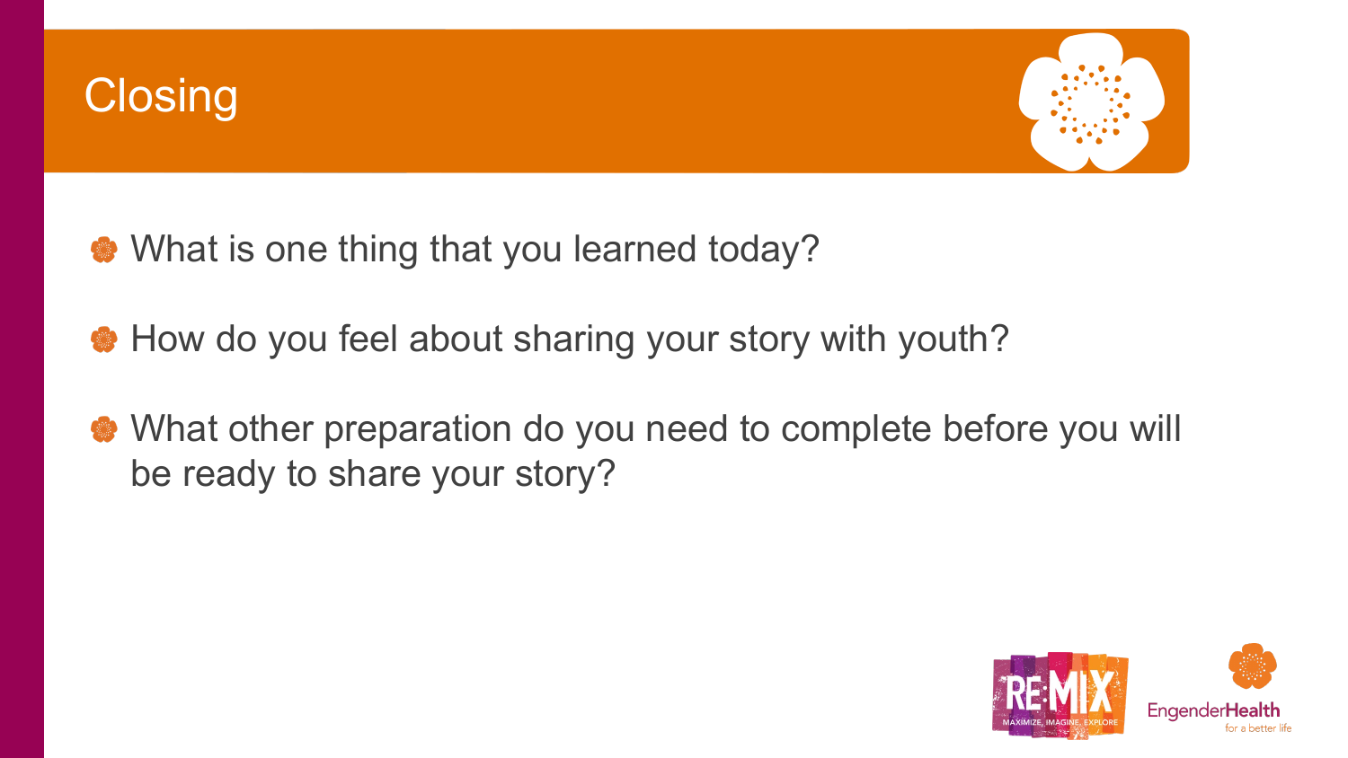# Closing

- What is one thing that you learned today?
- How do you feel about sharing your story with youth?
- What other preparation do you need to complete before you will be ready to share your story?